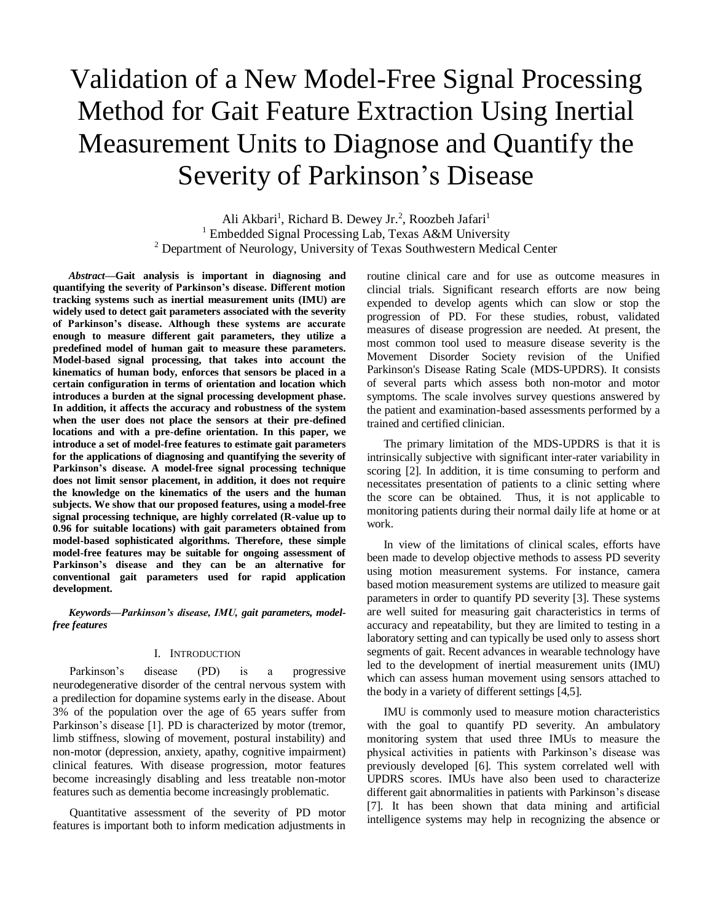# Validation of a New Model-Free Signal Processing Method for Gait Feature Extraction Using Inertial Measurement Units to Diagnose and Quantify the Severity of Parkinson's Disease

Ali Akbari[1], Richard B. Dewey Jr.[2], Roozbeh Jafari[1]

[1] Embedded Signal Processing Lab, Texas A&M University

[2] Department of Neurology, University of Texas Southwestern Medical Center

***Abstract*—Gait analysis is important in diagnosing and quantifying the severity of Parkinson's disease. Different motion tracking systems such as inertial measurement units (IMU) are widely used to detect gait parameters associated with the severity of Parkinson's disease. Although these systems are accurate enough to measure different gait parameters, they utilize a predefined model of human gait to measure these parameters. Model-based signal processing, that takes into account the kinematics of human body, enforces that sensors be placed in a certain configuration in terms of orientation and location which introduces a burden at the signal processing development phase. In addition, it affects the accuracy and robustness of the system when the user does not place the sensors at their pre-defined locations and with a pre-define orientation. In this paper, we introduce a set of model-free features to estimate gait parameters for the applications of diagnosing and quantifying the severity of Parkinson's disease. A model-free signal processing technique does not limit sensor placement, in addition, it does not require the knowledge on the kinematics of the users and the human subjects. We show that our proposed features, using a model-free signal processing technique, are highly correlated (R-value up to 0.96 for suitable locations) with gait parameters obtained from model-based sophisticated algorithms. Therefore, these simple model-free features may be suitable for ongoing assessment of Parkinson's disease and they can be an alternative for conventional gait parameters used for rapid application development.**

***Keywords—Parkinson's disease, IMU, gait parameters, model-free features***

## I. Introduction

Parkinson's disease (PD) is a progressive neurodegenerative disorder of the central nervous system with a predilection for dopamine systems early in the disease. About 3% of the population over the age of 65 years suffer from Parkinson's disease [1]. PD is characterized by motor (tremor, limb stiffness, slowing of movement, postural instability) and non-motor (depression, anxiety, apathy, cognitive impairment) clinical features. With disease progression, motor features become increasingly disabling and less treatable non-motor features such as dementia become increasingly problematic.

Quantitative assessment of the severity of PD motor features is important both to inform medication adjustments in routine clinical care and for use as outcome measures in clincial trials. Significant research efforts are now being expended to develop agents which can slow or stop the progression of PD. For these studies, robust, validated measures of disease progression are needed. At present, the most common tool used to measure disease severity is the Movement Disorder Society revision of the Unified Parkinson's Disease Rating Scale (MDS-UPDRS). It consists of several parts which assess both non-motor and motor symptoms. The scale involves survey questions answered by the patient and examination-based assessments performed by a trained and certified clinician.

The primary limitation of the MDS-UPDRS is that it is intrinsically subjective with significant inter-rater variability in scoring [2]. In addition, it is time consuming to perform and necessitates presentation of patients to a clinic setting where the score can be obtained. Thus, it is not applicable to monitoring patients during their normal daily life at home or at work.

In view of the limitations of clinical scales, efforts have been made to develop objective methods to assess PD severity using motion measurement systems. For instance, camera based motion measurement systems are utilized to measure gait parameters in order to quantify PD severity [3]. These systems are well suited for measuring gait characteristics in terms of accuracy and repeatability, but they are limited to testing in a laboratory setting and can typically be used only to assess short segments of gait. Recent advances in wearable technology have led to the development of inertial measurement units (IMU) which can assess human movement using sensors attached to the body in a variety of different settings [4,5].

IMU is commonly used to measure motion characteristics with the goal to quantify PD severity. An ambulatory monitoring system that used three IMUs to measure the physical activities in patients with Parkinson's disease was previously developed [6]. This system correlated well with UPDRS scores. IMUs have also been used to characterize different gait abnormalities in patients with Parkinson's disease [7]. It has been shown that data mining and artificial intelligence systems may help in recognizing the absence or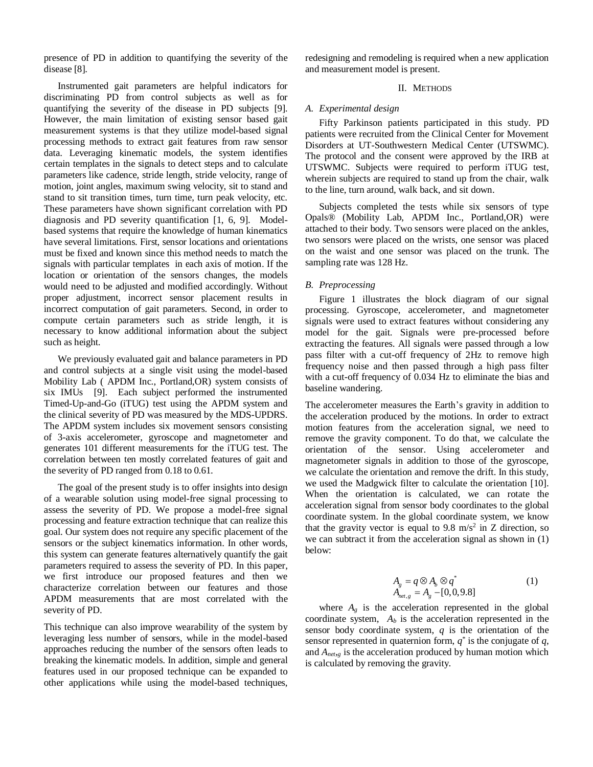presence of PD in addition to quantifying the severity of the disease [8].

Instrumented gait parameters are helpful indicators for discriminating PD from control subjects as well as for quantifying the severity of the disease in PD subjects [9]. However, the main limitation of existing sensor based gait measurement systems is that they utilize model-based signal processing methods to extract gait features from raw sensor data. Leveraging kinematic models, the system identifies certain templates in the signals to detect steps and to calculate parameters like cadence, stride length, stride velocity, range of motion, joint angles, maximum swing velocity, sit to stand and stand to sit transition times, turn time, turn peak velocity, etc. These parameters have shown significant correlation with PD diagnosis and PD severity quantification [1, 6, 9]. Model-based systems that require the knowledge of human kinematics have several limitations. First, sensor locations and orientations must be fixed and known since this method needs to match the signals with particular templates in each axis of motion. If the location or orientation of the sensors changes, the models would need to be adjusted and modified accordingly. Without proper adjustment, incorrect sensor placement results in incorrect computation of gait parameters. Second, in order to compute certain parameters such as stride length, it is necessary to know additional information about the subject such as height.

We previously evaluated gait and balance parameters in PD and control subjects at a single visit using the model-based Mobility Lab ( APDM Inc., Portland,OR) system consists of six IMUs [9]. Each subject performed the instrumented Timed-Up-and-Go (iTUG) test using the APDM system and the clinical severity of PD was measured by the MDS-UPDRS. The APDM system includes six movement sensors consisting of 3-axis accelerometer, gyroscope and magnetometer and generates 101 different measurements for the iTUG test. The correlation between ten mostly correlated features of gait and the severity of PD ranged from 0.18 to 0.61.

The goal of the present study is to offer insights into design of a wearable solution using model-free signal processing to assess the severity of PD. We propose a model-free signal processing and feature extraction technique that can realize this goal. Our system does not require any specific placement of the sensors or the subject kinematics information. In other words, this system can generate features alternatively quantify the gait parameters required to assess the severity of PD. In this paper, we first introduce our proposed features and then we characterize correlation between our features and those APDM measurements that are most correlated with the severity of PD.

This technique can also improve wearability of the system by leveraging less number of sensors, while in the model-based approaches reducing the number of the sensors often leads to breaking the kinematic models. In addition, simple and general features used in our proposed technique can be expanded to other applications while using the model-based techniques, redesigning and remodeling is required when a new application and measurement model is present.

## II. Methods

### A. Experimental design

Fifty Parkinson patients participated in this study. PD patients were recruited from the Clinical Center for Movement Disorders at UT-Southwestern Medical Center (UTSWMC). The protocol and the consent were approved by the IRB at UTSWMC. Subjects were required to perform iTUG test, wherein subjects are required to stand up from the chair, walk to the line, turn around, walk back, and sit down.

Subjects completed the tests while six sensors of type Opals® (Mobility Lab, APDM Inc., Portland,OR) were attached to their body. Two sensors were placed on the ankles, two sensors were placed on the wrists, one sensor was placed on the waist and one sensor was placed on the trunk. The sampling rate was 128 Hz.

### B. Preprocessing

Figure 1 illustrates the block diagram of our signal processing. Gyroscope, accelerometer, and magnetometer signals were used to extract features without considering any model for the gait. Signals were pre-processed before extracting the features. All signals were passed through a low pass filter with a cut-off frequency of 2Hz to remove high frequency noise and then passed through a high pass filter with a cut-off frequency of 0.034 Hz to eliminate the bias and baseline wandering.

The accelerometer measures the Earth's gravity in addition to the acceleration produced by the motions. In order to extract motion features from the acceleration signal, we need to remove the gravity component. To do that, we calculate the orientation of the sensor. Using accelerometer and magnetometer signals in addition to those of the gyroscope, we calculate the orientation and remove the drift. In this study, we used the Madgwick filter to calculate the orientation [10]. When the orientation is calculated, we can rotate the acceleration signal from sensor body coordinates to the global coordinate system. In the global coordinate system, we know that the gravity vector is equal to 9.8 m/s$^2$ in Z direction, so we can subtract it from the acceleration signal as shown in (1) below:

$$
\begin{aligned}
A_g &= q \otimes A_b \otimes q^* \\
A_{net,g} &= A_g - [0,0,9.8]
\end{aligned}
\tag{1}
$$

where $A_g$ is the acceleration represented in the global coordinate system, $A_b$ is the acceleration represented in the sensor body coordinate system, $q$ is the orientation of the sensor represented in quaternion form, $q^*$ is the conjugate of $q$, and $A_{net,g}$ is the acceleration produced by human motion which is calculated by removing the gravity.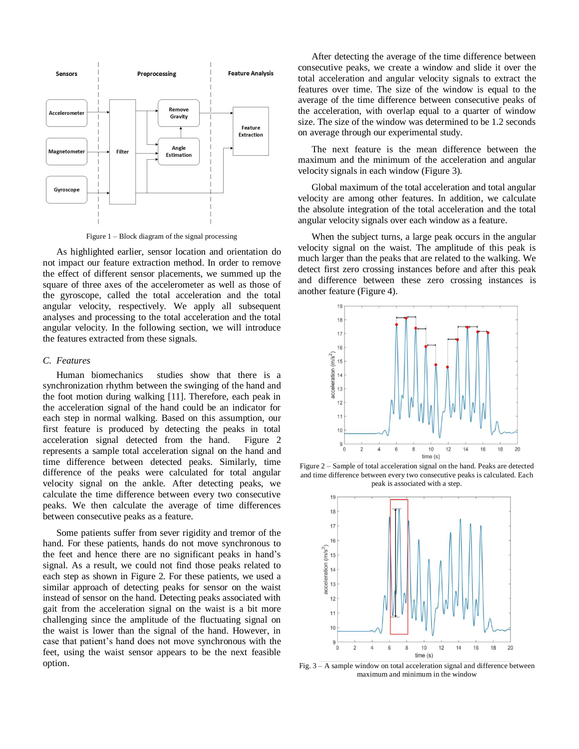Sensors

Preprocessing

Feature Analysis

Accelerometer

Magnetometer

Gyroscope

Filter

Remove Gravity

Angle Estimation

Feature Extraction

Figure 1 – Block diagram of the signal processing

As highlighted earlier, sensor location and orientation do not impact our feature extraction method. In order to remove the effect of different sensor placements, we summed up the square of three axes of the accelerometer as well as those of the gyroscope, called the total acceleration and the total angular velocity, respectively. We apply all subsequent analyses and processing to the total acceleration and the total angular velocity. In the following section, we will introduce the features extracted from these signals.

### *C. Features*

Human biomechanics studies show that there is a synchronization rhythm between the swinging of the hand and the foot motion during walking [11]. Therefore, each peak in the acceleration signal of the hand could be an indicator for each step in normal walking. Based on this assumption, our first feature is produced by detecting the peaks in total acceleration signal detected from the hand. Figure 2 represents a sample total acceleration signal on the hand and time difference between detected peaks. Similarly, time difference of the peaks were calculated for total angular velocity signal on the ankle. After detecting peaks, we calculate the time difference between every two consecutive peaks. We then calculate the average of time differences between consecutive peaks as a feature.

Some patients suffer from sever rigidity and tremor of the hand. For these patients, hands do not move synchronous to the feet and hence there are no significant peaks in hand's signal. As a result, we could not find those peaks related to each step as shown in Figure 2. For these patients, we used a similar approach of detecting peaks for sensor on the waist instead of sensor on the hand. Detecting peaks associated with gait from the acceleration signal on the waist is a bit more challenging since the amplitude of the fluctuating signal on the waist is lower than the signal of the hand. However, in case that patient's hand does not move synchronous with the feet, using the waist sensor appears to be the next feasible option.

After detecting the average of the time difference between consecutive peaks, we create a window and slide it over the total acceleration and angular velocity signals to extract the features over time. The size of the window is equal to the average of the time difference between consecutive peaks of the acceleration, with overlap equal to a quarter of window size. The size of the window was determined to be 1.2 seconds on average through our experimental study.

The next feature is the mean difference between the maximum and the minimum of the acceleration and angular velocity signals in each window (Figure 3).

Global maximum of the total acceleration and total angular velocity are among other features. In addition, we calculate the absolute integration of the total acceleration and the total angular velocity signals over each window as a feature.

When the subject turns, a large peak occurs in the angular velocity signal on the waist. The amplitude of this peak is much larger than the peaks that are related to the walking. We detect first zero crossing instances before and after this peak and difference between these zero crossing instances is another feature (Figure 4).

acceleration (m/s$^2$)

19
18
17
16
15
14
13
12
11
10
9

0 2 4 6 8 10 12 14 16 18 20

time (s)

Figure 2 – Sample of total acceleration signal on the hand. Peaks are detected and time difference between every two consecutive peaks is calculated. Each peak is associated with a step.

acceleration (m/s$^2$)

19
18
17
16
15
14
13
12
11
10
9

0 2 4 6 8 10 12 14 16 18 20

time (s)

Fig. 3 – A sample window on total acceleration signal and difference between maximum and minimum in the window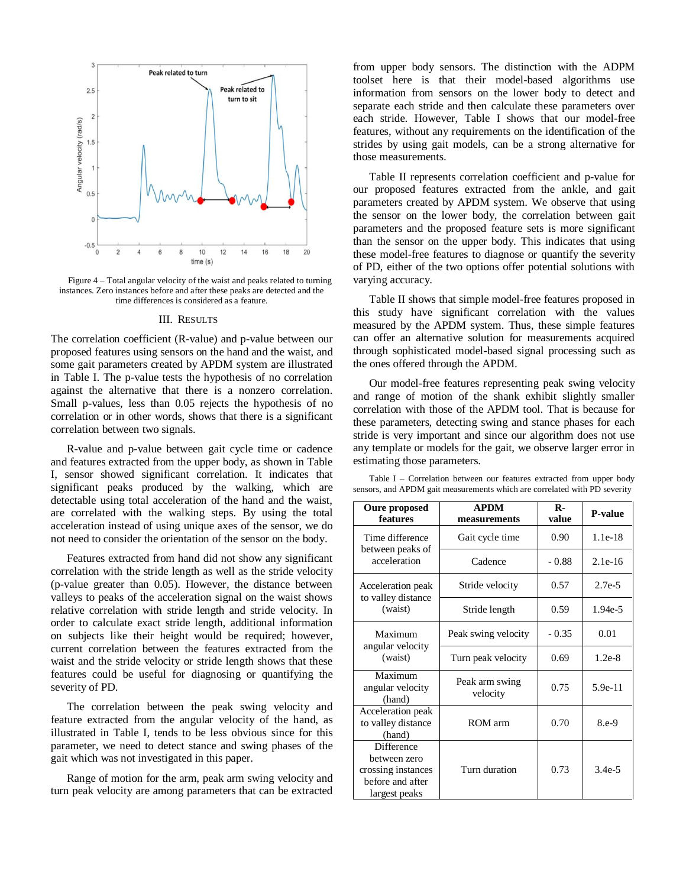Peak related to turn

Peak related to turn to sit

Angular velocity (rad/s)

time (s)

Figure 4 – Total angular velocity of the waist and peaks related to turning instances. Zero instances before and after these peaks are detected and the time differences is considered as a feature.

## III. Results

The correlation coefficient (R-value) and p-value between our proposed features using sensors on the hand and the waist, and some gait parameters created by APDM system are illustrated in Table I. The p-value tests the hypothesis of no correlation against the alternative that there is a nonzero correlation. Small p-values, less than 0.05 rejects the hypothesis of no correlation or in other words, shows that there is a significant correlation between two signals.

R-value and p-value between gait cycle time or cadence and features extracted from the upper body, as shown in Table I, sensor showed significant correlation. It indicates that significant peaks produced by the walking, which are detectable using total acceleration of the hand and the waist, are correlated with the walking steps. By using the total acceleration instead of using unique axes of the sensor, we do not need to consider the orientation of the sensor on the body.

Features extracted from hand did not show any significant correlation with the stride length as well as the stride velocity (p-value greater than 0.05). However, the distance between valleys to peaks of the acceleration signal on the waist shows relative correlation with stride length and stride velocity. In order to calculate exact stride length, additional information on subjects like their height would be required; however, current correlation between the features extracted from the waist and the stride velocity or stride length shows that these features could be useful for diagnosing or quantifying the severity of PD.

The correlation between the peak swing velocity and feature extracted from the angular velocity of the hand, as illustrated in Table I, tends to be less obvious since for this parameter, we need to detect stance and swing phases of the gait which was not investigated in this paper.

Range of motion for the arm, peak arm swing velocity and turn peak velocity are among parameters that can be extracted from upper body sensors. The distinction with the ADPM toolset here is that their model-based algorithms use information from sensors on the lower body to detect and separate each stride and then calculate these parameters over each stride. However, Table I shows that our model-free features, without any requirements on the identification of the strides by using gait models, can be a strong alternative for those measurements.

Table II represents correlation coefficient and p-value for our proposed features extracted from the ankle, and gait parameters created by APDM system. We observe that using the sensor on the lower body, the correlation between gait parameters and the proposed feature sets is more significant than the sensor on the upper body. This indicates that using these model-free features to diagnose or quantify the severity of PD, either of the two options offer potential solutions with varying accuracy.

Table II shows that simple model-free features proposed in this study have significant correlation with the values measured by the APDM system. Thus, these simple features can offer an alternative solution for measurements acquired through sophisticated model-based signal processing such as the ones offered through the APDM.

Our model-free features representing peak swing velocity and range of motion of the shank exhibit slightly smaller correlation with those of the APDM tool. That is because for these parameters, detecting swing and stance phases for each stride is very important and since our algorithm does not use any template or models for the gait, we observe larger error in estimating those parameters.

Table I – Correlation between our features extracted from upper body sensors, and APDM gait measurements which are correlated with PD severity

| **Oure proposed features** | **APDM measurements** | **R-value** | **P-value** |
|---|---|---|---|
| Time difference between peaks of acceleration | Gait cycle time | 0.90 | 1.1e-18 |
| | Cadence | - 0.88 | 2.1e-16 |
| Acceleration peak to valley distance (waist) | Stride velocity | 0.57 | 2.7e-5 |
| | Stride length | 0.59 | 1.94e-5 |
| Maximum angular velocity (waist) | Peak swing velocity | - 0.35 | 0.01 |
| | Turn peak velocity | 0.69 | 1.2e-8 |
| Maximum angular velocity (hand) | Peak arm swing velocity | 0.75 | 5.9e-11 |
| Acceleration peak to valley distance (hand) | ROM arm | 0.70 | 8.e-9 |
| Difference between zero crossing instances before and after largest peaks | Turn duration | 0.73 | 3.4e-5 |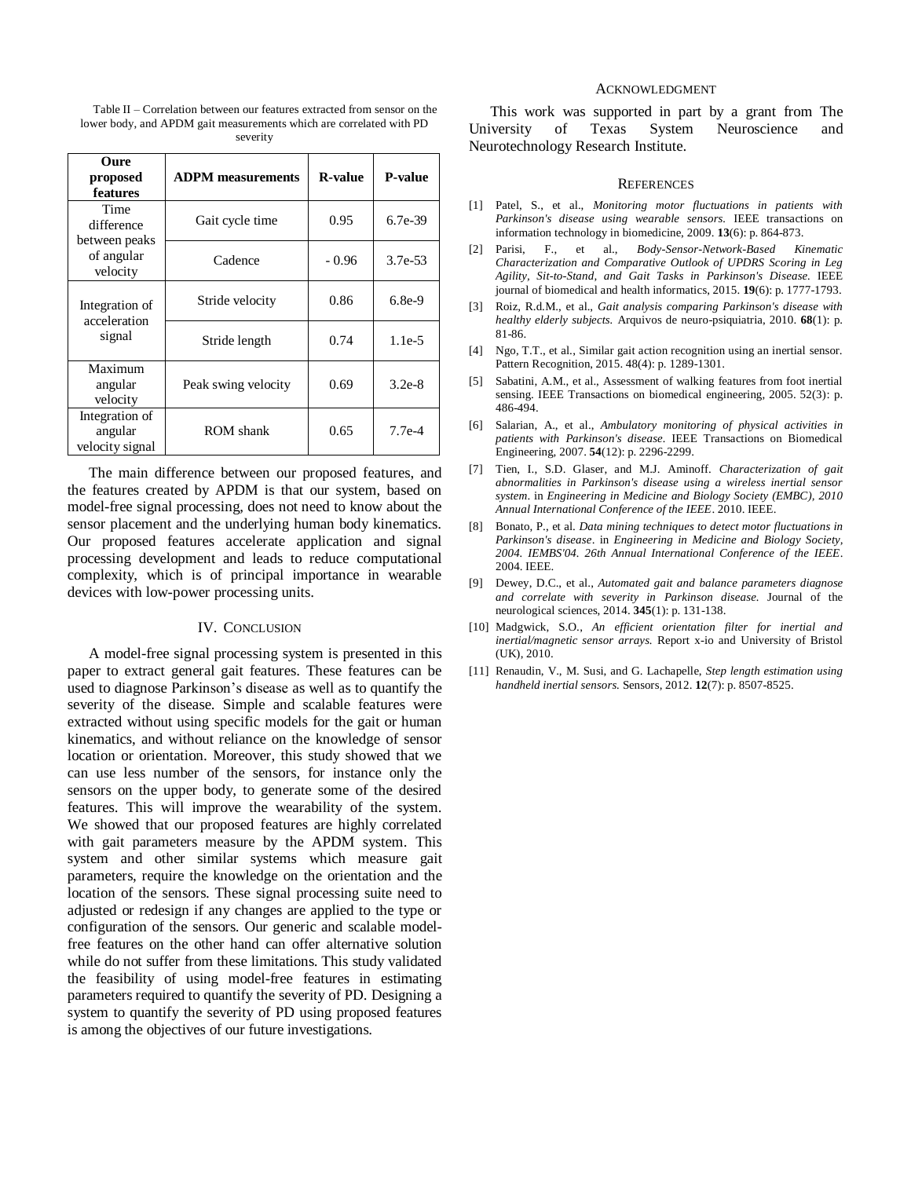Table II – Correlation between our features extracted from sensor on the lower body, and APDM gait measurements which are correlated with PD severity

| Oure proposed features | ADPM measurements | R-value | P-value |
|---|---|---|---|
| Time difference between peaks of angular velocity | Gait cycle time | 0.95 | 6.7e-39 |
| | Cadence | - 0.96 | 3.7e-53 |
| Integration of acceleration signal | Stride velocity | 0.86 | 6.8e-9 |
| | Stride length | 0.74 | 1.1e-5 |
| Maximum angular velocity | Peak swing velocity | 0.69 | 3.2e-8 |
| Integration of angular velocity signal | ROM shank | 0.65 | 7.7e-4 |

The main difference between our proposed features, and the features created by APDM is that our system, based on model-free signal processing, does not need to know about the sensor placement and the underlying human body kinematics. Our proposed features accelerate application and signal processing development and leads to reduce computational complexity, which is of principal importance in wearable devices with low-power processing units.

## IV. Conclusion

A model-free signal processing system is presented in this paper to extract general gait features. These features can be used to diagnose Parkinson's disease as well as to quantify the severity of the disease. Simple and scalable features were extracted without using specific models for the gait or human kinematics, and without reliance on the knowledge of sensor location or orientation. Moreover, this study showed that we can use less number of the sensors, for instance only the sensors on the upper body, to generate some of the desired features. This will improve the wearability of the system. We showed that our proposed features are highly correlated with gait parameters measure by the APDM system. This system and other similar systems which measure gait parameters, require the knowledge on the orientation and the location of the sensors. These signal processing suite need to adjusted or redesign if any changes are applied to the type or configuration of the sensors. Our generic and scalable model-free features on the other hand can offer alternative solution while do not suffer from these limitations. This study validated the feasibility of using model-free features in estimating parameters required to quantify the severity of PD. Designing a system to quantify the severity of PD using proposed features is among the objectives of our future investigations.

## Acknowledgment

This work was supported in part by a grant from The University of Texas System Neuroscience and Neurotechnology Research Institute.

## References

[1] Patel, S., et al., *Monitoring motor fluctuations in patients with Parkinson's disease using wearable sensors.* IEEE transactions on information technology in biomedicine, 2009. **13**(6): p. 864-873.

[2] Parisi, F., et al., *Body-Sensor-Network-Based Kinematic Characterization and Comparative Outlook of UPDRS Scoring in Leg Agility, Sit-to-Stand, and Gait Tasks in Parkinson's Disease.* IEEE journal of biomedical and health informatics, 2015. **19**(6): p. 1777-1793.

[3] Roiz, R.d.M., et al., *Gait analysis comparing Parkinson's disease with healthy elderly subjects.* Arquivos de neuro-psiquiatria, 2010. **68**(1): p. 81-86.

[4] Ngo, T.T., et al., Similar gait action recognition using an inertial sensor. Pattern Recognition, 2015. 48(4): p. 1289-1301.

[5] Sabatini, A.M., et al., Assessment of walking features from foot inertial sensing. IEEE Transactions on biomedical engineering, 2005. 52(3): p. 486-494.

[6] Salarian, A., et al., *Ambulatory monitoring of physical activities in patients with Parkinson's disease.* IEEE Transactions on Biomedical Engineering, 2007. **54**(12): p. 2296-2299.

[7] Tien, I., S.D. Glaser, and M.J. Aminoff. *Characterization of gait abnormalities in Parkinson's disease using a wireless inertial sensor system*. in *Engineering in Medicine and Biology Society (EMBC), 2010 Annual International Conference of the IEEE*. 2010. IEEE.

[8] Bonato, P., et al. *Data mining techniques to detect motor fluctuations in Parkinson's disease*. in *Engineering in Medicine and Biology Society, 2004. IEMBS'04. 26th Annual International Conference of the IEEE*. 2004. IEEE.

[9] Dewey, D.C., et al., *Automated gait and balance parameters diagnose and correlate with severity in Parkinson disease.* Journal of the neurological sciences, 2014. **345**(1): p. 131-138.

[10] Madgwick, S.O., *An efficient orientation filter for inertial and inertial/magnetic sensor arrays.* Report x-io and University of Bristol (UK), 2010.

[11] Renaudin, V., M. Susi, and G. Lachapelle, *Step length estimation using handheld inertial sensors.* Sensors, 2012. **12**(7): p. 8507-8525.